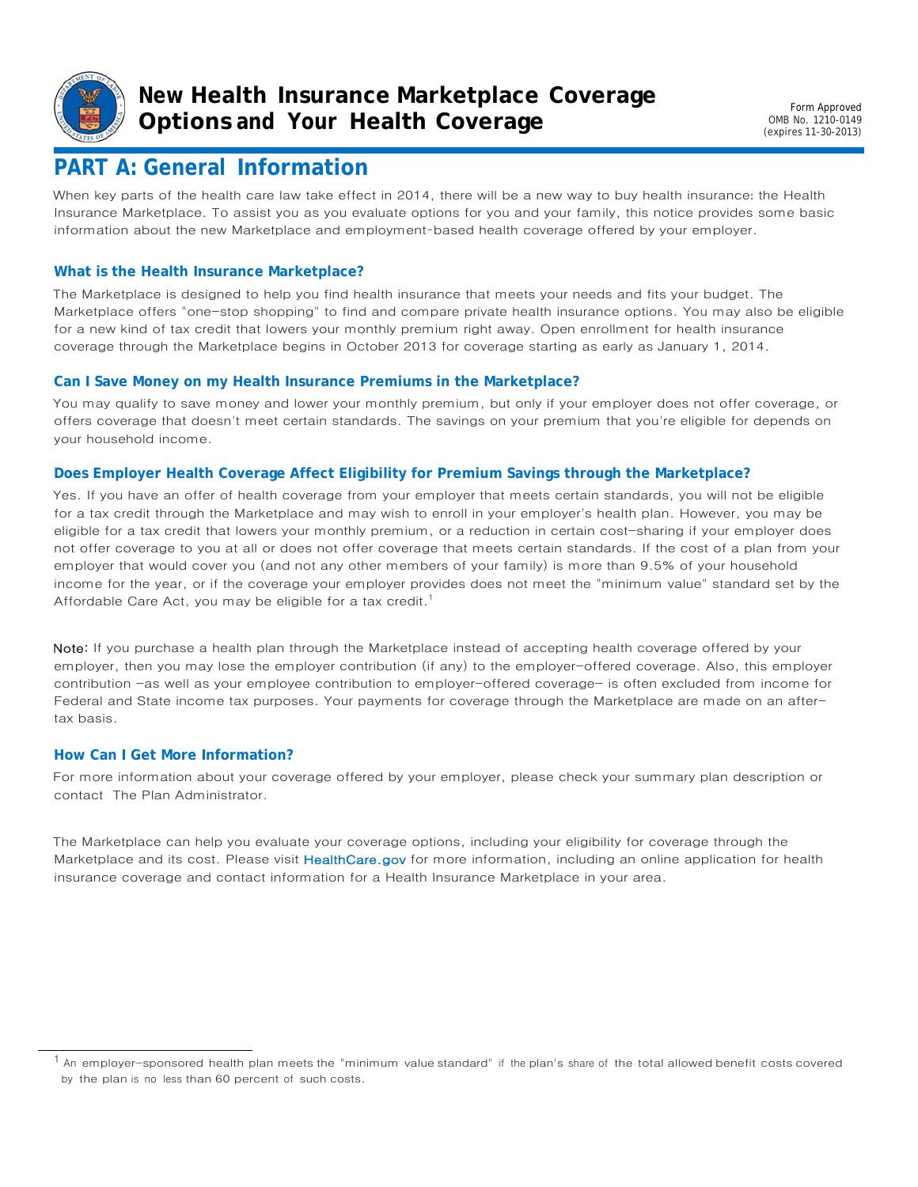# New Health Insurance Marketplace Coverage Options and Your Health Coverage

Form Approved
OMB No. 1210-0149
(expires 11-30-2013)

## PART A: General Information

When key parts of the health care law take effect in 2014, there will be a new way to buy health insurance: the Health Insurance Marketplace. To assist you as you evaluate options for you and your family, this notice provides some basic information about the new Marketplace and employment-based health coverage offered by your employer.

### What is the Health Insurance Marketplace?

The Marketplace is designed to help you find health insurance that meets your needs and fits your budget. The Marketplace offers "one-stop shopping" to find and compare private health insurance options. You may also be eligible for a new kind of tax credit that lowers your monthly premium right away. Open enrollment for health insurance coverage through the Marketplace begins in October 2013 for coverage starting as early as January 1, 2014.

### Can I Save Money on my Health Insurance Premiums in the Marketplace?

You may qualify to save money and lower your monthly premium, but only if your employer does not offer coverage, or offers coverage that doesn't meet certain standards. The savings on your premium that you're eligible for depends on your household income.

### Does Employer Health Coverage Affect Eligibility for Premium Savings through the Marketplace?

Yes. If you have an offer of health coverage from your employer that meets certain standards, you will not be eligible for a tax credit through the Marketplace and may wish to enroll in your employer's health plan. However, you may be eligible for a tax credit that lowers your monthly premium, or a reduction in certain cost-sharing if your employer does not offer coverage to you at all or does not offer coverage that meets certain standards. If the cost of a plan from your employer that would cover you (and not any other members of your family) is more than 9.5% of your household income for the year, or if the coverage your employer provides does not meet the "minimum value" standard set by the Affordable Care Act, you may be eligible for a tax credit.[1]

**Note:** If you purchase a health plan through the Marketplace instead of accepting health coverage offered by your employer, then you may lose the employer contribution (if any) to the employer-offered coverage. Also, this employer contribution -as well as your employee contribution to employer-offered coverage- is often excluded from income for Federal and State income tax purposes. Your payments for coverage through the Marketplace are made on an after-tax basis.

### How Can I Get More Information?

For more information about your coverage offered by your employer, please check your summary plan description or contact The Plan Administrator.

The Marketplace can help you evaluate your coverage options, including your eligibility for coverage through the Marketplace and its cost. Please visit HealthCare.gov for more information, including an online application for health insurance coverage and contact information for a Health Insurance Marketplace in your area.

---

[1] An employer-sponsored health plan meets the "minimum value standard" if the plan's share of the total allowed benefit costs covered by the plan is no less than 60 percent of such costs.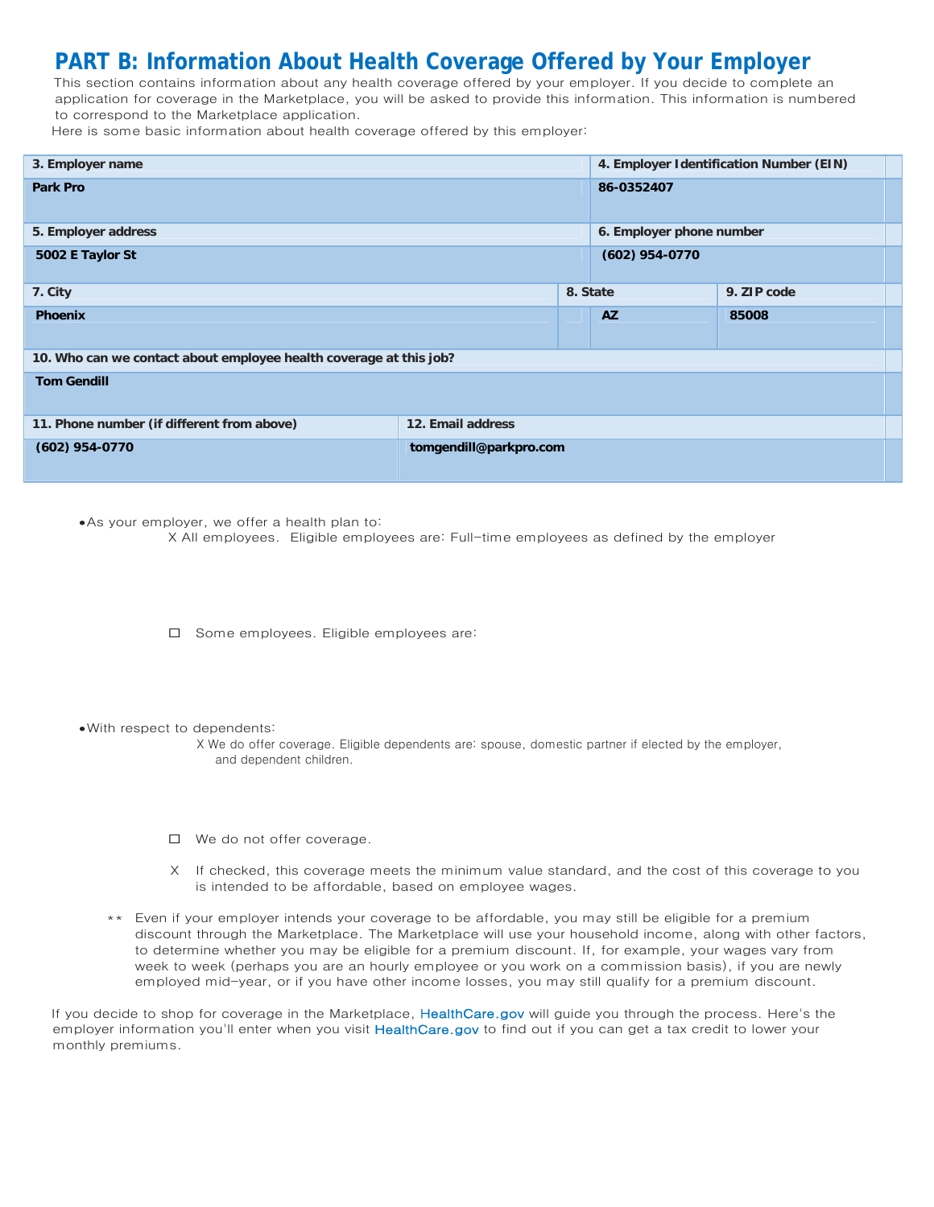# PART B: Information About Health Coverage Offered by Your Employer

This section contains information about any health coverage offered by your employer. If you decide to complete an application for coverage in the Marketplace, you will be asked to provide this information. This information is numbered to correspond to the Marketplace application.

Here is some basic information about health coverage offered by this employer:

| | | |
|---|---|---|
| **3. Employer name** | | **4. Employer Identification Number (EIN)** |
| **Park Pro** | | **86-0352407** |
| **5. Employer address** | | **6. Employer phone number** |
| **5002 E Taylor St** | | **(602) 954-0770** |
| **7. City** | **8. State** | **9. ZIP code** |
| **Phoenix** | **AZ** | **85008** |
| **10. Who can we contact about employee health coverage at this job?** | | |
| **Tom Gendill** | | |
| **11. Phone number (if different from above)** | **12. Email address** | |
| **(602) 954-0770** | **tomgendill@parkpro.com** | |

- As your employer, we offer a health plan to:
  - X All employees. Eligible employees are: Full-time employees as defined by the employer
  - ☐ Some employees. Eligible employees are:

- With respect to dependents:
  - X We do offer coverage. Eligible dependents are: spouse, domestic partner if elected by the employer, and dependent children.
  - ☐ We do not offer coverage.
  - X If checked, this coverage meets the minimum value standard, and the cost of this coverage to you is intended to be affordable, based on employee wages.

** Even if your employer intends your coverage to be affordable, you may still be eligible for a premium discount through the Marketplace. The Marketplace will use your household income, along with other factors, to determine whether you may be eligible for a premium discount. If, for example, your wages vary from week to week (perhaps you are an hourly employee or you work on a commission basis), if you are newly employed mid-year, or if you have other income losses, you may still qualify for a premium discount.

If you decide to shop for coverage in the Marketplace, HealthCare.gov will guide you through the process. Here's the employer information you'll enter when you visit HealthCare.gov to find out if you can get a tax credit to lower your monthly premiums.